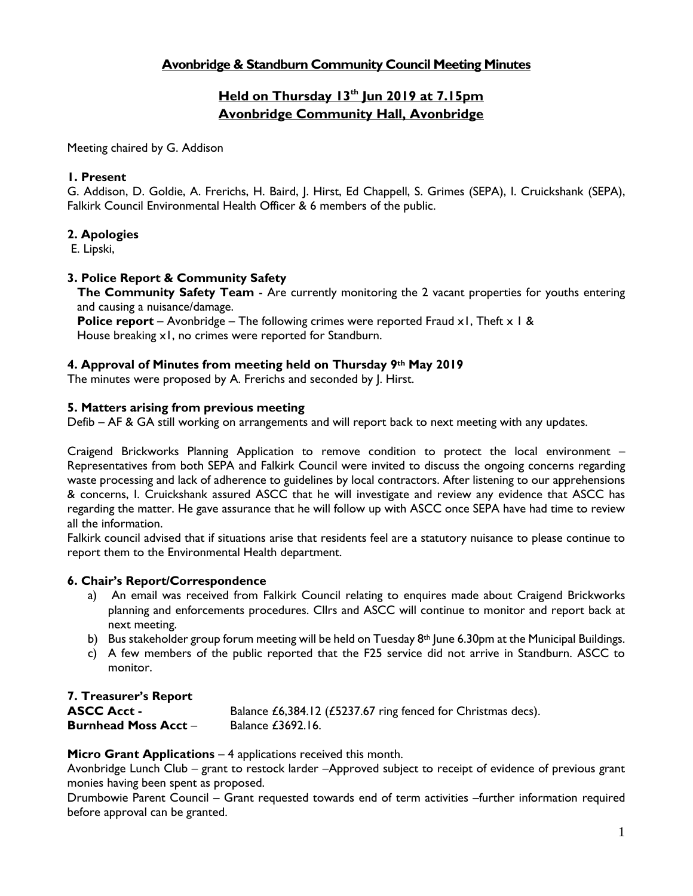# Avonbridge & Standburn Community Council Meeting Minutes

## Held on Thursday 13th Jun 2019 at 7.15pm
## Avonbridge Community Hall, Avonbridge

Meeting chaired by G. Addison

### 1. Present

G. Addison, D. Goldie, A. Frerichs, H. Baird, J. Hirst, Ed Chappell, S. Grimes (SEPA), I. Cruickshank (SEPA), Falkirk Council Environmental Health Officer & 6 members of the public.

### 2. Apologies

E. Lipski,

### 3. Police Report & Community Safety

**The Community Safety Team** - Are currently monitoring the 2 vacant properties for youths entering and causing a nuisance/damage.

**Police report** – Avonbridge – The following crimes were reported Fraud x1, Theft x 1 & House breaking x1, no crimes were reported for Standburn.

### 4. Approval of Minutes from meeting held on Thursday 9th May 2019

The minutes were proposed by A. Frerichs and seconded by J. Hirst.

### 5. Matters arising from previous meeting

Defib – AF & GA still working on arrangements and will report back to next meeting with any updates.

Craigend Brickworks Planning Application to remove condition to protect the local environment – Representatives from both SEPA and Falkirk Council were invited to discuss the ongoing concerns regarding waste processing and lack of adherence to guidelines by local contractors. After listening to our apprehensions & concerns, I. Cruickshank assured ASCC that he will investigate and review any evidence that ASCC has regarding the matter. He gave assurance that he will follow up with ASCC once SEPA have had time to review all the information.

Falkirk council advised that if situations arise that residents feel are a statutory nuisance to please continue to report them to the Environmental Health department.

### 6. Chair's Report/Correspondence

a) An email was received from Falkirk Council relating to enquires made about Craigend Brickworks planning and enforcements procedures. Cllrs and ASCC will continue to monitor and report back at next meeting.

b) Bus stakeholder group forum meeting will be held on Tuesday 8th June 6.30pm at the Municipal Buildings.

c) A few members of the public reported that the F25 service did not arrive in Standburn. ASCC to monitor.

### 7. Treasurer's Report

**ASCC Acct -** Balance £6,384.12 (£5237.67 ring fenced for Christmas decs).

**Burnhead Moss Acct** – Balance £3692.16.

**Micro Grant Applications** – 4 applications received this month.

Avonbridge Lunch Club – grant to restock larder –Approved subject to receipt of evidence of previous grant monies having been spent as proposed.

Drumbowie Parent Council – Grant requested towards end of term activities –further information required before approval can be granted.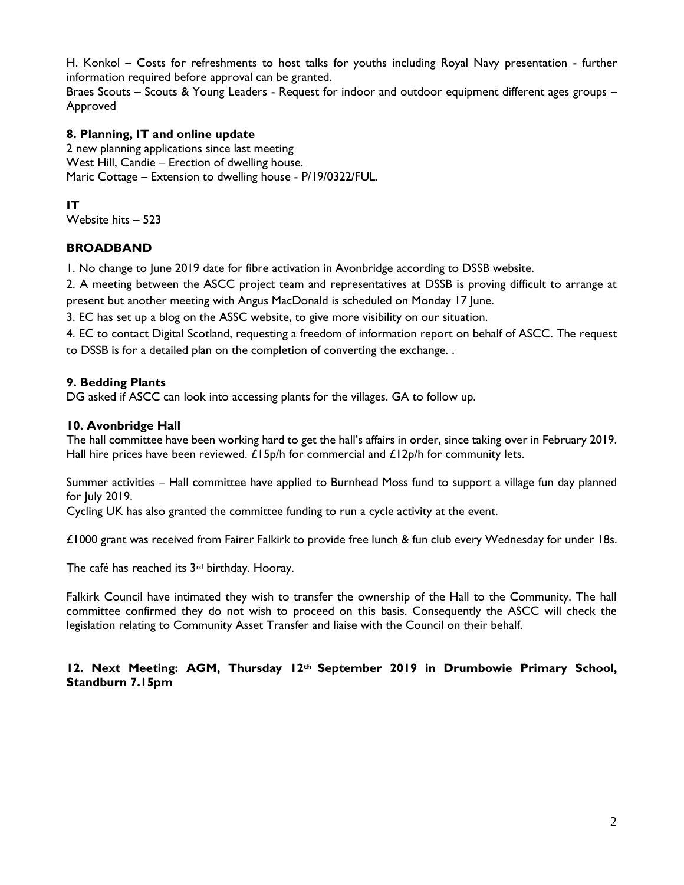H. Konkol – Costs for refreshments to host talks for youths including Royal Navy presentation - further information required before approval can be granted.

Braes Scouts – Scouts & Young Leaders - Request for indoor and outdoor equipment different ages groups – Approved

**8. Planning, IT and online update**

2 new planning applications since last meeting

West Hill, Candie – Erection of dwelling house.

Maric Cottage – Extension to dwelling house - P/19/0322/FUL.

**IT**

Website hits – 523

**BROADBAND**

1. No change to June 2019 date for fibre activation in Avonbridge according to DSSB website.
2. A meeting between the ASCC project team and representatives at DSSB is proving difficult to arrange at present but another meeting with Angus MacDonald is scheduled on Monday 17 June.
3. EC has set up a blog on the ASSC website, to give more visibility on our situation.
4. EC to contact Digital Scotland, requesting a freedom of information report on behalf of ASCC. The request to DSSB is for a detailed plan on the completion of converting the exchange. .

**9. Bedding Plants**

DG asked if ASCC can look into accessing plants for the villages. GA to follow up.

**10. Avonbridge Hall**

The hall committee have been working hard to get the hall's affairs in order, since taking over in February 2019. Hall hire prices have been reviewed. £15p/h for commercial and £12p/h for community lets.

Summer activities – Hall committee have applied to Burnhead Moss fund to support a village fun day planned for July 2019.

Cycling UK has also granted the committee funding to run a cycle activity at the event.

£1000 grant was received from Fairer Falkirk to provide free lunch & fun club every Wednesday for under 18s.

The café has reached its 3rd birthday. Hooray.

Falkirk Council have intimated they wish to transfer the ownership of the Hall to the Community. The hall committee confirmed they do not wish to proceed on this basis. Consequently the ASCC will check the legislation relating to Community Asset Transfer and liaise with the Council on their behalf.

**12. Next Meeting: AGM, Thursday 12th September 2019 in Drumbowie Primary School, Standburn 7.15pm**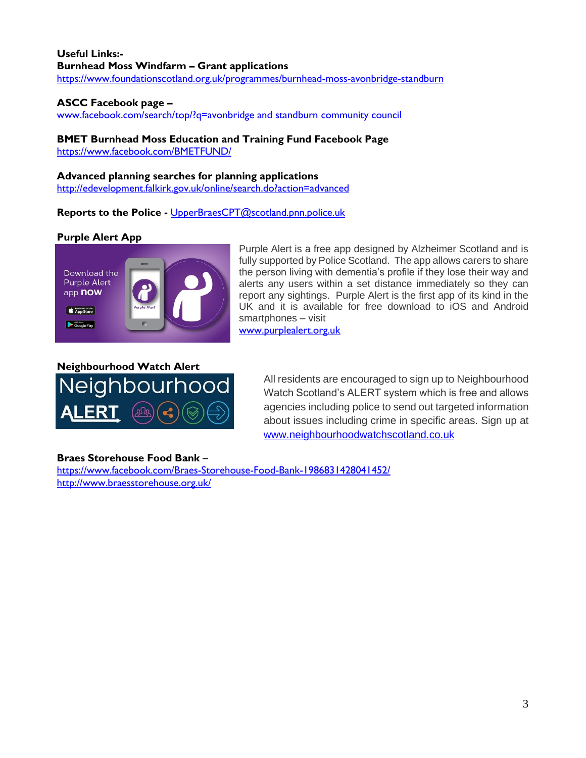**Useful Links:-**

**Burnhead Moss Windfarm – Grant applications**
https://www.foundationscotland.org.uk/programmes/burnhead-moss-avonbridge-standburn

**ASCC Facebook page –**
www.facebook.com/search/top/?q=avonbridge and standburn community council

**BMET Burnhead Moss Education and Training Fund Facebook Page**
https://www.facebook.com/BMETFUND/

**Advanced planning searches for planning applications**
http://edevelopment.falkirk.gov.uk/online/search.do?action=advanced

**Reports to the Police -** UpperBraesCPT@scotland.pnn.police.uk

**Purple Alert App**

Purple Alert is a free app designed by Alzheimer Scotland and is fully supported by Police Scotland. The app allows carers to share the person living with dementia's profile if they lose their way and alerts any users within a set distance immediately so they can report any sightings. Purple Alert is the first app of its kind in the UK and it is available for free download to iOS and Android smartphones – visit www.purplealert.org.uk

**Neighbourhood Watch Alert**

All residents are encouraged to sign up to Neighbourhood Watch Scotland's ALERT system which is free and allows agencies including police to send out targeted information about issues including crime in specific areas. Sign up at www.neighbourhoodwatchscotland.co.uk

**Braes Storehouse Food Bank** –
https://www.facebook.com/Braes-Storehouse-Food-Bank-1986831428041452/
http://www.braesstorehouse.org.uk/